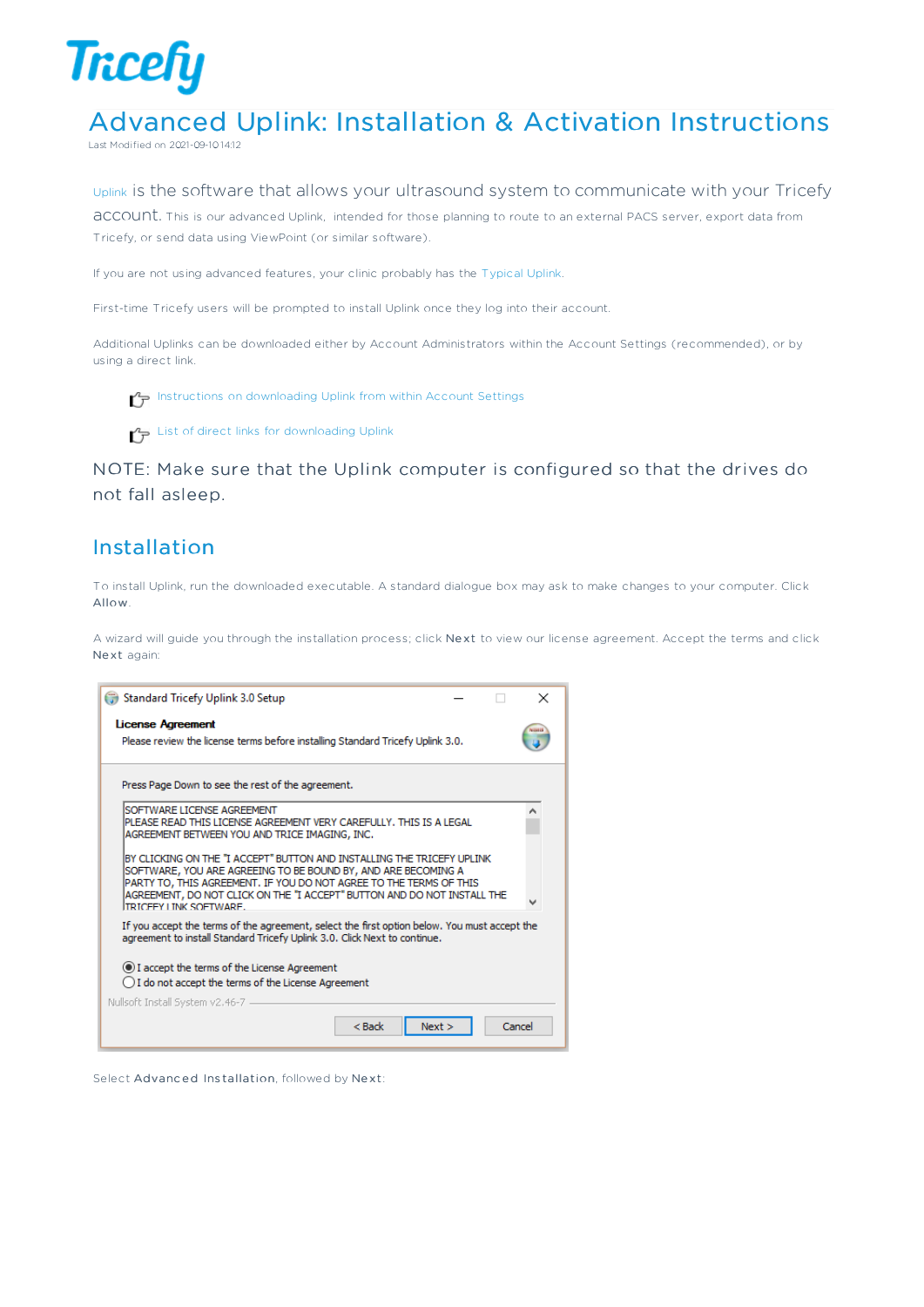# Advanced Uplink: Installation & Activation Instructions

Last Modified on 2021-09-10 14:12

Uplink is the software that allows your ultrasound system to communicate with your Tricefy account. This is our advanced Uplink, intended for those planning to route to an external PACS server, export data from Tricefy, or send data using ViewPoint (or similar software).

If you are not using advanced features, your clinic probably has the Typical Uplink.

First-time Tricefy users will be prompted to install Uplink once they log into their account.

Additional Uplinks can be downloaded either by Account Administrators within the Account Settings (recommended), or by using a direct link.

- Instructions on downloading Uplink from within Account Settings
- List of direct links for downloading Uplink

NOTE: Make sure that the Uplink computer is configured so that the drives do not fall asleep.

## Installation

To install Uplink, run the downloaded executable. A standard dialogue box may ask to make changes to your computer. Click **Allow**.

A wizard will guide you through the installation process; click **Next** to view our license agreement. Accept the terms and click **Next** again:

Select **Advanced Installation**, followed by **Next**: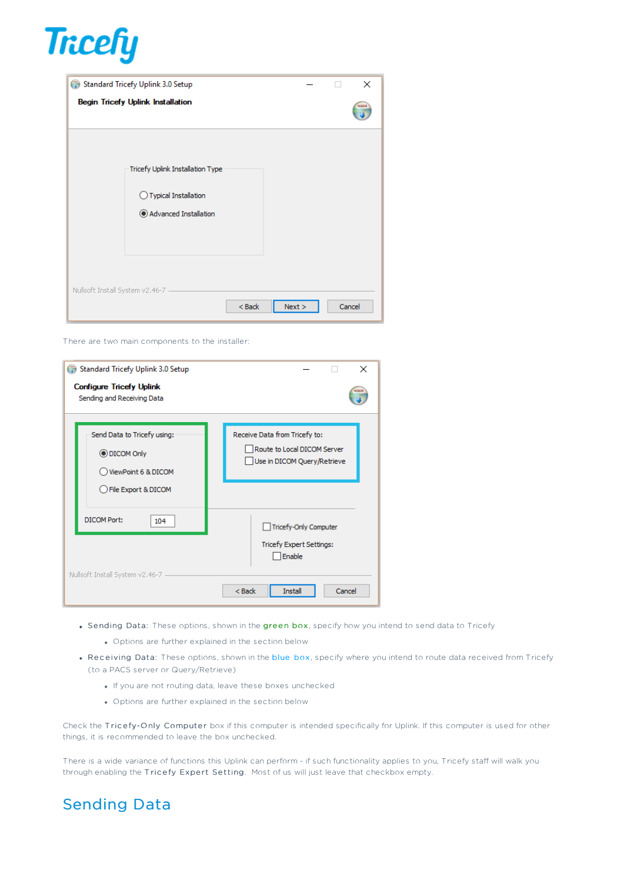There are two main components to the installer:

- **Sending Data**: These options, shown in the green box, specify how you intend to send data to Tricefy
  - Options are further explained in the section below
- **Receiving Data**: These options, shown in the blue box, specify where you intend to route data received from Tricefy (to a PACS server or Query/Retrieve)
  - If you are not routing data, leave these boxes unchecked
  - Options are further explained in the section below

Check the **Tricefy-Only Computer** box if this computer is intended specifically for Uplink. If this computer is used for other things, it is recommended to leave the box unchecked.

There is a wide variance of functions this Uplink can perform - if such functionality applies to you, Tricefy staff will walk you through enabling the **Tricefy Expert Setting**. Most of us will just leave that checkbox empty.

## Sending Data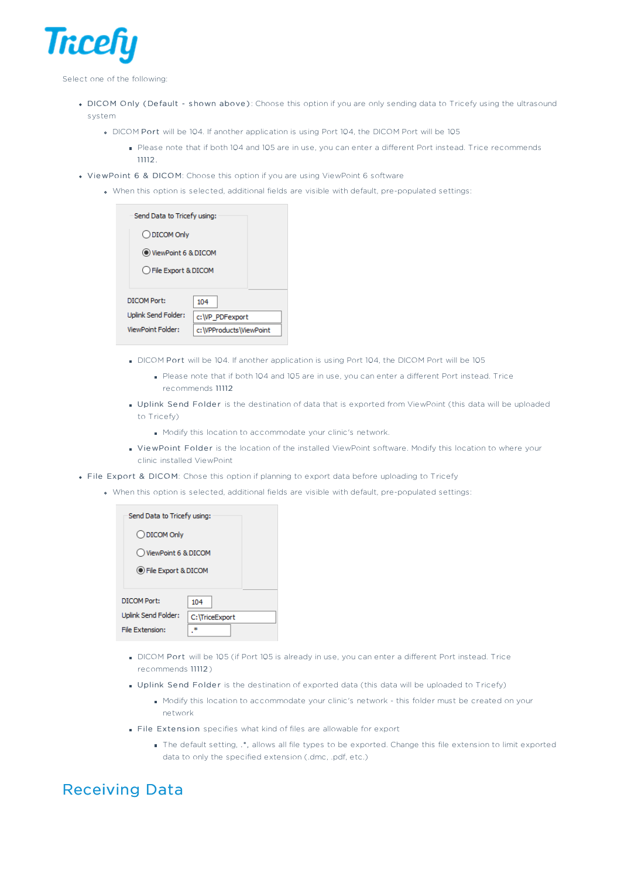Select one of the following:

- **DICOM Only (Default - shown above)**: Choose this option if you are only sending data to Tricefy using the ultrasound system
  - DICOM **Port** will be 104. If another application is using Port 104, the DICOM Port will be 105
    - Please note that if both 104 and 105 are in use, you can enter a different Port instead. Trice recommends **11112**.
- **ViewPoint 6 & DICOM**: Choose this option if you are using ViewPoint 6 software
  - When this option is selected, additional fields are visible with default, pre-populated settings:

    - DICOM **Port** will be 104. If another application is using Port 104, the DICOM Port will be 105
      - Please note that if both 104 and 105 are in use, you can enter a different Port instead. Trice recommends **11112**
    - **Uplink Send Folder** is the destination of data that is exported from ViewPoint (this data will be uploaded to Tricefy)
      - Modify this location to accommodate your clinic's network.
    - **ViewPoint Folder** is the location of the installed ViewPoint software. Modify this location to where your clinic installed ViewPoint
- **File Export & DICOM**: Chose this option if planning to export data before uploading to Tricefy
  - When this option is selected, additional fields are visible with default, pre-populated settings:

    - DICOM **Port** will be 105 (if Port 105 is already in use, you can enter a different Port instead. Trice recommends **11112**)
    - **Uplink Send Folder** is the destination of exported data (this data will be uploaded to Tricefy)
      - Modify this location to accommodate your clinic's network - this folder must be created on your network
    - **File Extension** specifies what kind of files are allowable for export
      - The default setting, .*, allows all file types to be exported. Change this file extension to limit exported data to only the specified extension (.dmc, .pdf, etc.)

## Receiving Data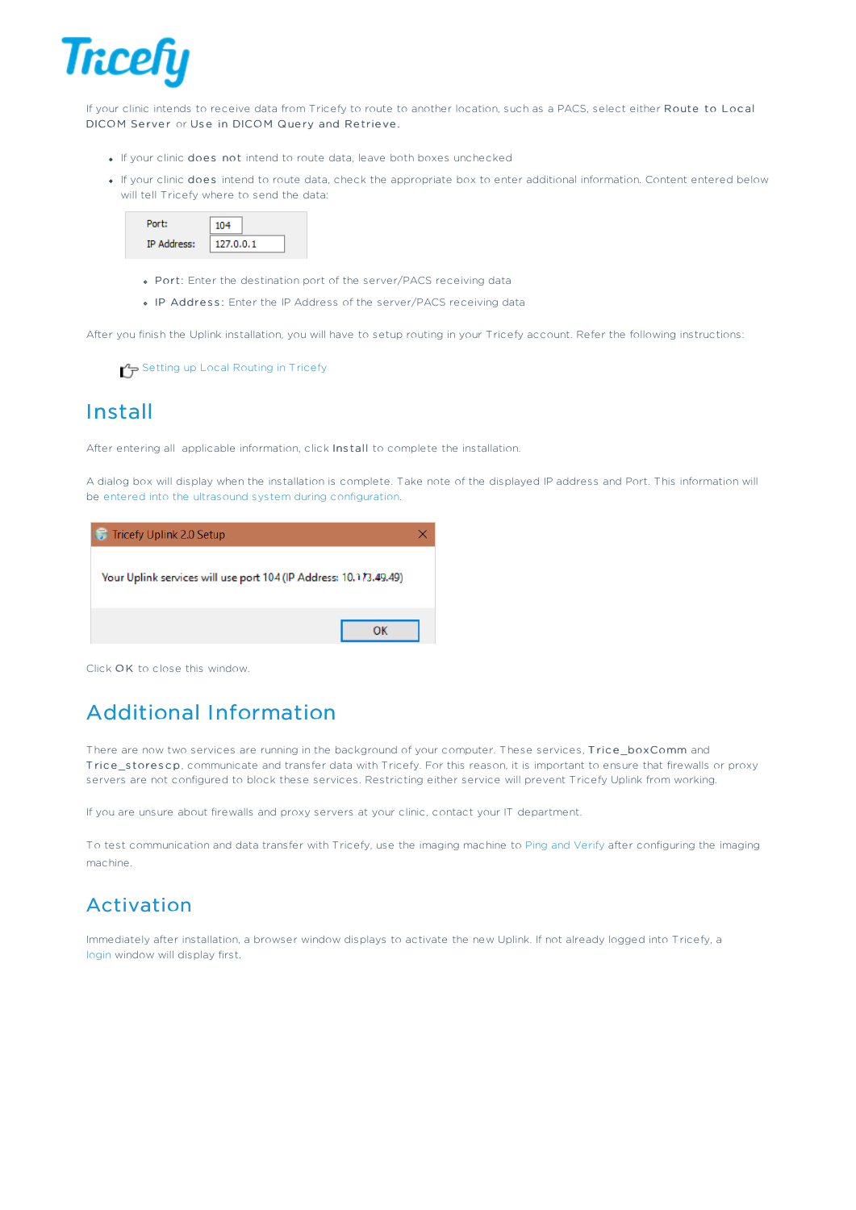If your clinic intends to receive data from Tricefy to route to another location, such as a PACS, select either **Route to Local DICOM Server** or **Use in DICOM Query and Retrieve**.

- If your clinic **does not** intend to route data, leave both boxes unchecked
- If your clinic **does** intend to route data, check the appropriate box to enter additional information. Content entered below will tell Tricefy where to send the data:

| Port: | 104 |
|---|---|
| IP Address: | 127.0.0.1 |

  - **Port**: Enter the destination port of the server/PACS receiving data
  - **IP Address**: Enter the IP Address of the server/PACS receiving data

After you finish the Uplink installation, you will have to setup routing in your Tricefy account. Refer the following instructions:

Setting up Local Routing in Tricefy

## Install

After entering all applicable information, click **Install** to complete the installation.

A dialog box will display when the installation is complete. Take note of the displayed IP address and Port. This information will be entered into the ultrasound system during configuration.

Tricefy Uplink 2.0 Setup

Your Uplink services will use port 104 (IP Address: 10.173.49.49)

OK

Click **OK** to close this window.

## Additional Information

There are now two services are running in the background of your computer. These services, **Trice_boxComm** and **Trice_storescp**, communicate and transfer data with Tricefy. For this reason, it is important to ensure that firewalls or proxy servers are not configured to block these services. Restricting either service will prevent Tricefy Uplink from working.

If you are unsure about firewalls and proxy servers at your clinic, contact your IT department.

To test communication and data transfer with Tricefy, use the imaging machine to Ping and Verify after configuring the imaging machine.

## Activation

Immediately after installation, a browser window displays to activate the new Uplink. If not already logged into Tricefy, a login window will display first.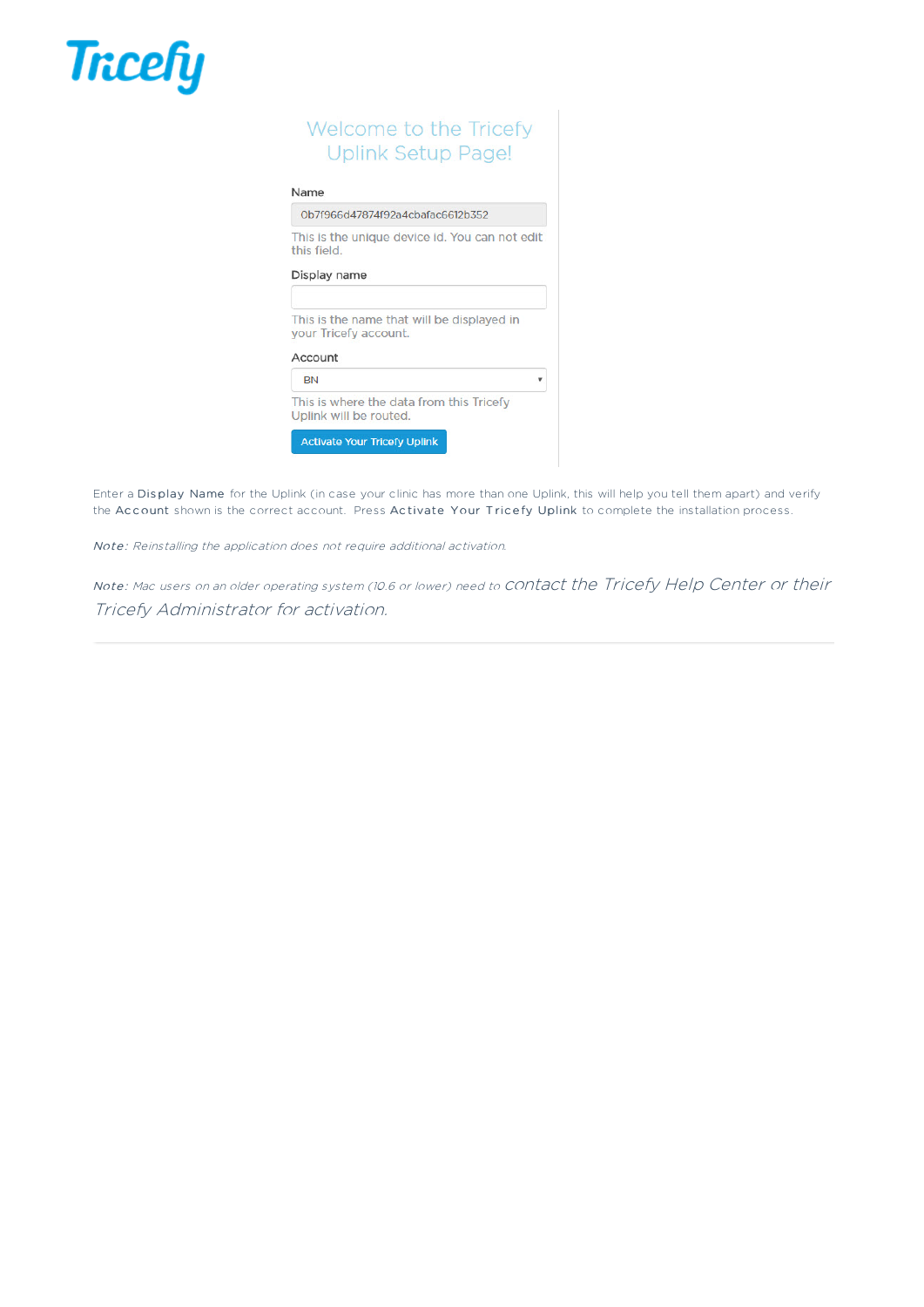Tricefy

Welcome to the Tricefy Uplink Setup Page!

Name

0b7f966d47874f92a4cbafac6612b352

This is the unique device id. You can not edit this field.

Display name

This is the name that will be displayed in your Tricefy account.

Account

BN

This is where the data from this Tricefy Uplink will be routed.

Activate Your Tricefy Uplink

Enter a **Display Name** for the Uplink (in case your clinic has more than one Uplink, this will help you tell them apart) and verify the **Account** shown is the correct account. Press **Activate Your Tricefy Uplink** to complete the installation process.

*Note: Reinstalling the application does not require additional activation.*

*Note: Mac users on an older operating system (10.6 or lower) need to contact the Tricefy Help Center or their Tricefy Administrator for activation.*

---